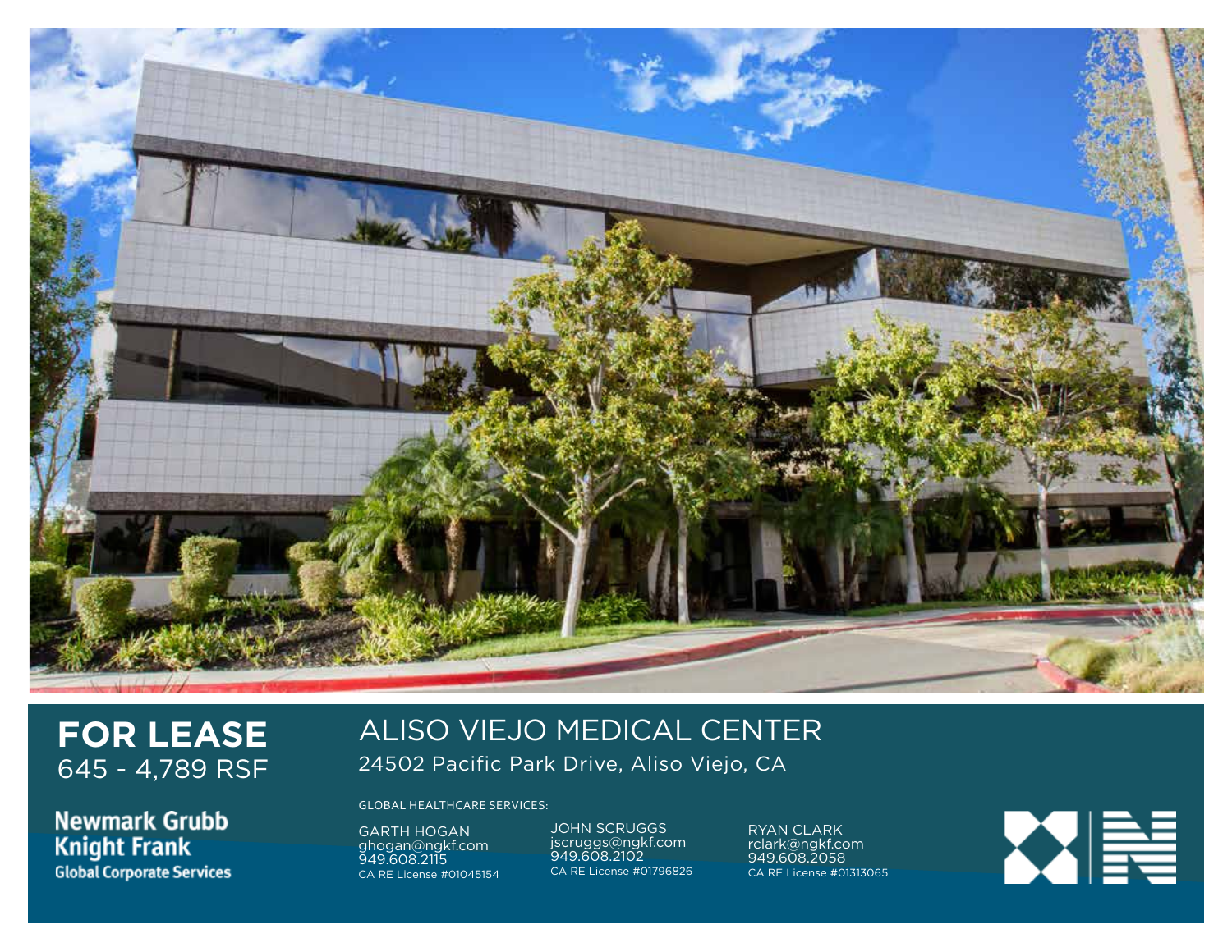# FOR LEASE

645 - 4,789 RSF

## ALISO VIEJO MEDICAL CENTER

24502 Pacific Park Drive, Aliso Viejo, CA

Newmark Grubb Knight Frank
Global Corporate Services

GLOBAL HEALTHCARE SERVICES:

GARTH HOGAN
ghogan@ngkf.com
949.608.2115
CA RE License #01045154

JOHN SCRUGGS
jscruggs@ngkf.com
949.608.2102
CA RE License #01796826

RYAN CLARK
rclark@ngkf.com
949.608.2058
CA RE License #01313065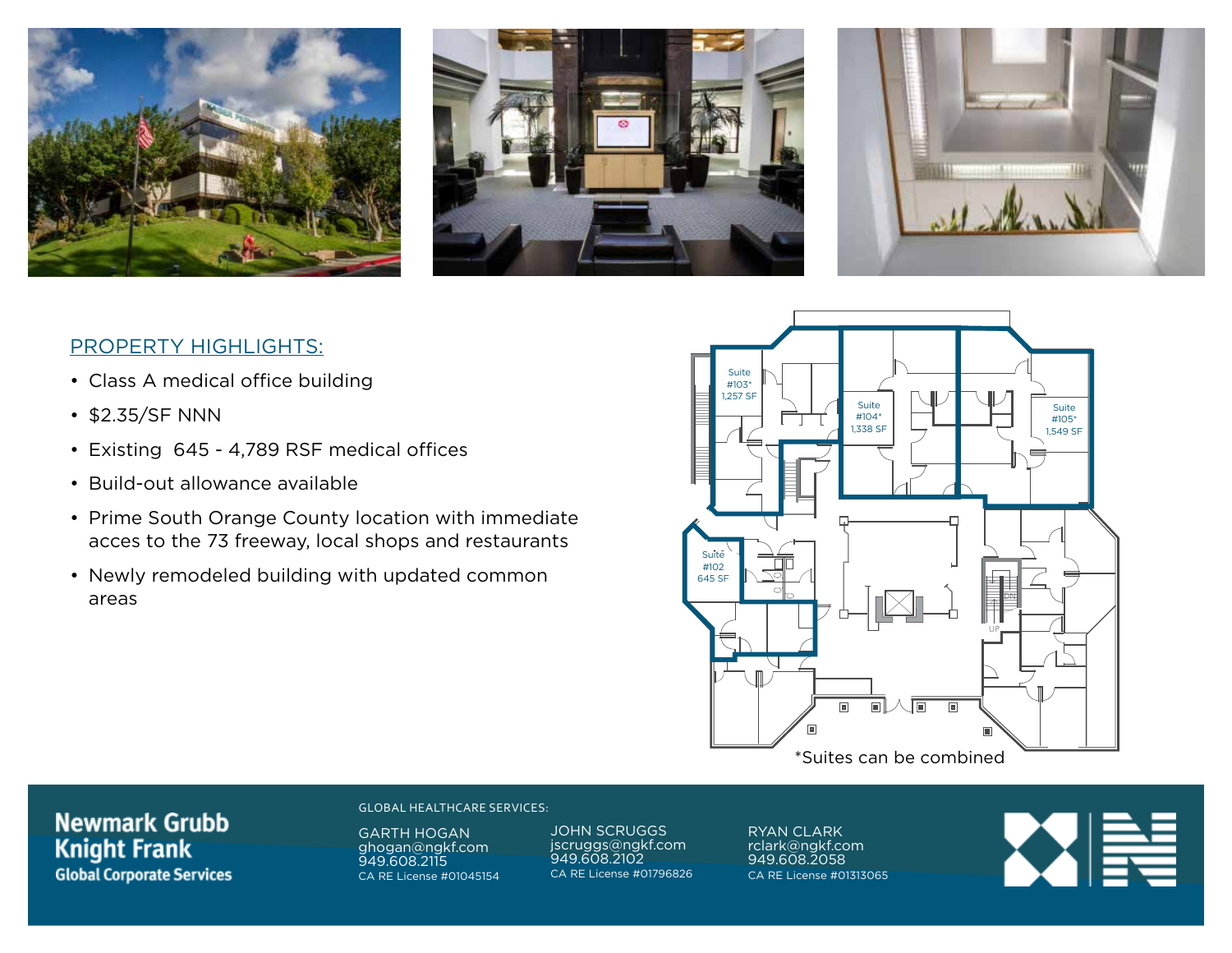## PROPERTY HIGHLIGHTS:

- Class A medical office building
- $2.35/SF NNN
- Existing  645 - 4,789 RSF medical offices
- Build-out allowance available
- Prime South Orange County location with immediate acces to the 73 freeway, local shops and restaurants
- Newly remodeled building with updated common areas

Suite #103* 1,257 SF

Suite #104* 1,338 SF

Suite #105* 1,549 SF

Suite #102 645 SF

*Suites can be combined

**Newmark Grubb Knight Frank**
**Global Corporate Services**

GLOBAL HEALTHCARE SERVICES:

GARTH HOGAN
ghogan@ngkf.com
949.608.2115
CA RE License #01045154

JOHN SCRUGGS
jscruggs@ngkf.com
949.608.2102
CA RE License #01796826

RYAN CLARK
rclark@ngkf.com
949.608.2058
CA RE License #01313065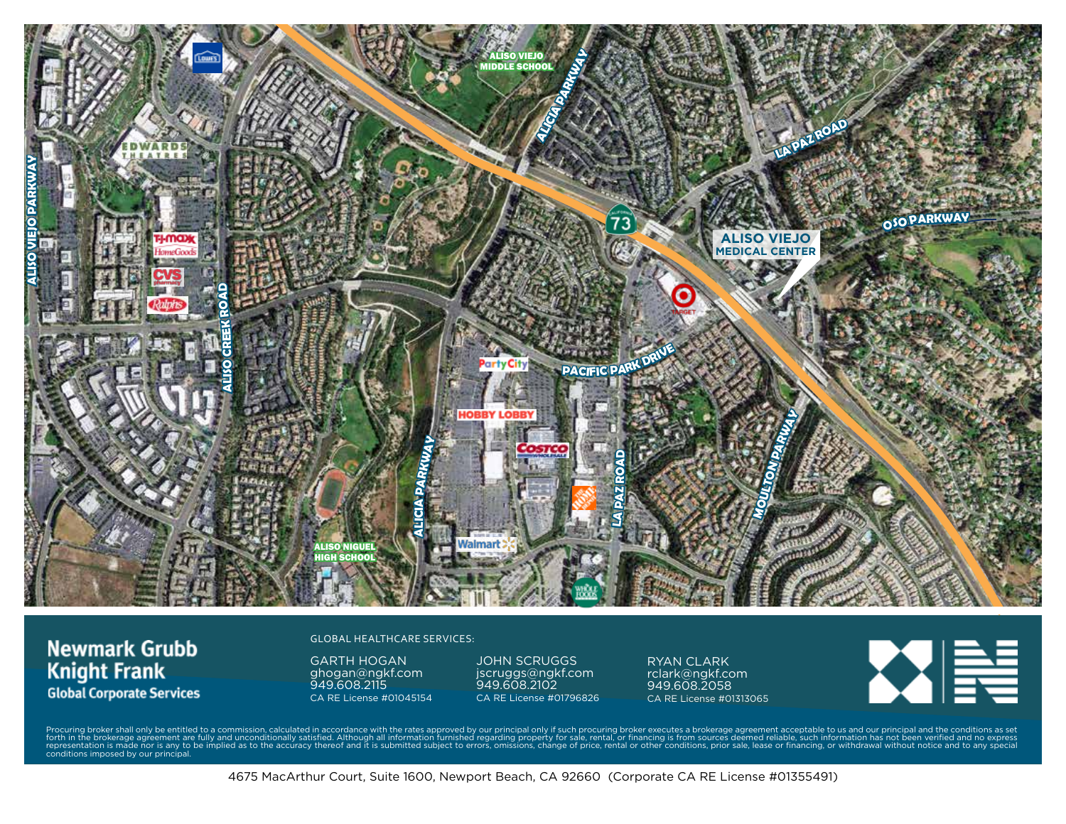ALISO VIEJO PARKWAY

ALISO CREEK ROAD

ALISO VIEJO MIDDLE SCHOOL

ALICIA PARKWAY

LA PAZ ROAD

OSO PARKWAY

73

ALISO VIEJO MEDICAL CENTER

PACIFIC PARK DRIVE

MOULTON PARWAY

LA PAZ ROAD

ALICIA PARKWAY

ALISO NIGUEL HIGH SCHOOL

**Newmark Grubb Knight Frank**
**Global Corporate Services**

GLOBAL HEALTHCARE SERVICES:

GARTH HOGAN
ghogan@ngkf.com
949.608.2115
CA RE License #01045154

JOHN SCRUGGS
jscruggs@ngkf.com
949.608.2102
CA RE License #01796826

RYAN CLARK
rclark@ngkf.com
949.608.2058
CA RE License #01313065

Procuring broker shall only be entitled to a commission, calculated in accordance with the rates approved by our principal only if such procuring broker executes a brokerage agreement acceptable to us and our principal and the conditions as set forth in the brokerage agreement are fully and unconditionally satisfied. Although all information furnished regarding property for sale, rental, or financing is from sources deemed reliable, such information has not been verified and no express representation is made nor is any to be implied as to the accuracy thereof and it is submitted subject to errors, omissions, change of price, rental or other conditions, prior sale, lease or financing, or withdrawal without notice and to any special conditions imposed by our principal.

4675 MacArthur Court, Suite 1600, Newport Beach, CA 92660 (Corporate CA RE License #01355491)